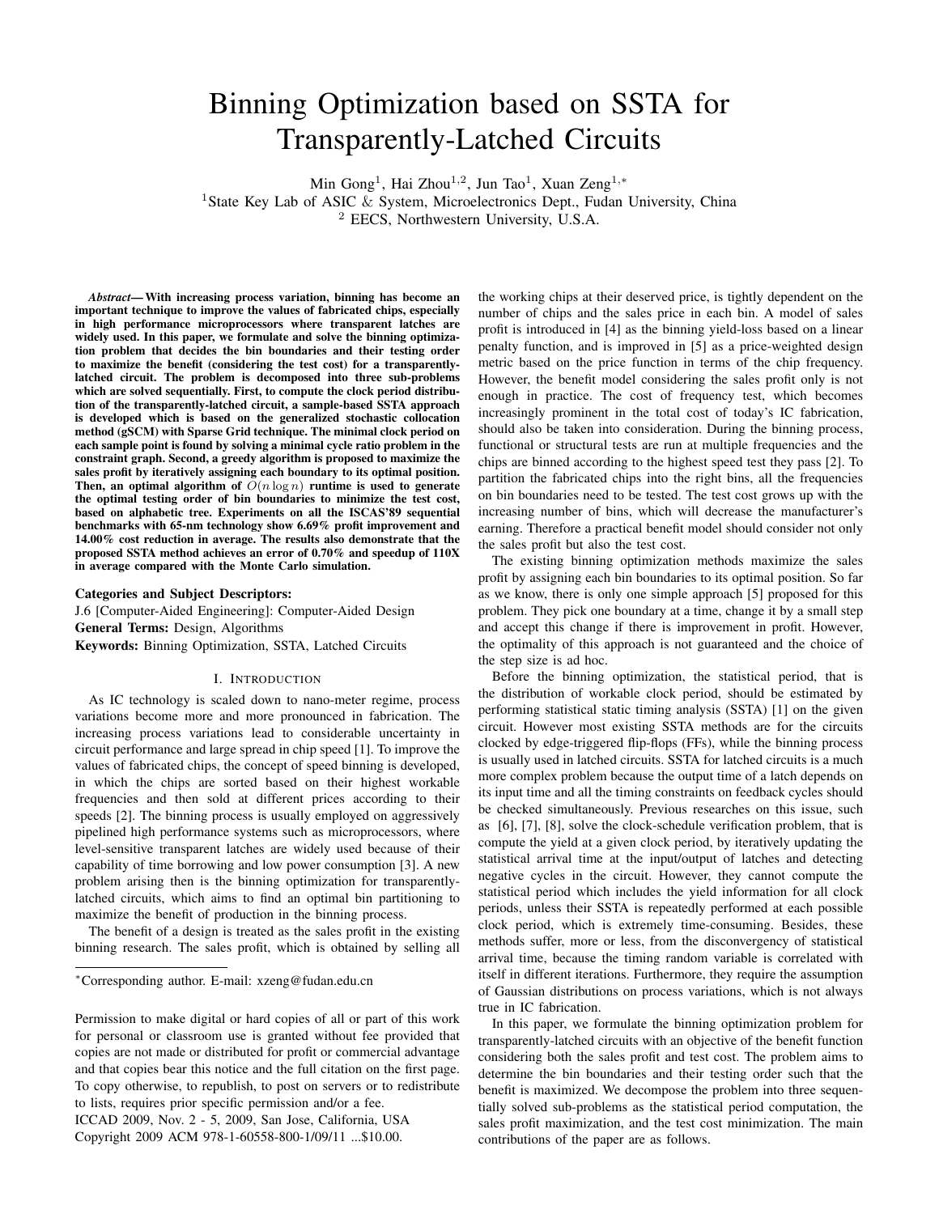# Binning Optimization based on SSTA for Transparently-Latched Circuits

Min Gong[1], Hai Zhou[1,2], Jun Tao[1], Xuan Zeng[1,*]
[1]State Key Lab of ASIC & System, Microelectronics Dept., Fudan University, China
[2] EECS, Northwestern University, U.S.A.

***Abstract*— With increasing process variation, binning has become an important technique to improve the values of fabricated chips, especially in high performance microprocessors where transparent latches are widely used. In this paper, we formulate and solve the binning optimization problem that decides the bin boundaries and their testing order to maximize the benefit (considering the test cost) for a transparently-latched circuit. The problem is decomposed into three sub-problems which are solved sequentially. First, to compute the clock period distribution of the transparently-latched circuit, a sample-based SSTA approach is developed which is based on the generalized stochastic collocation method (gSCM) with Sparse Grid technique. The minimal clock period on each sample point is found by solving a minimal cycle ratio problem in the constraint graph. Second, a greedy algorithm is proposed to maximize the sales profit by iteratively assigning each boundary to its optimal position. Then, an optimal algorithm of $O(n \log n)$ runtime is used to generate the optimal testing order of bin boundaries to minimize the test cost, based on alphabetic tree. Experiments on all the ISCAS'89 sequential benchmarks with 65-nm technology show 6.69% profit improvement and 14.00% cost reduction in average. The results also demonstrate that the proposed SSTA method achieves an error of 0.70% and speedup of 110X in average compared with the Monte Carlo simulation.**

**Categories and Subject Descriptors:**
J.6 [Computer-Aided Engineering]: Computer-Aided Design
**General Terms:** Design, Algorithms
**Keywords:** Binning Optimization, SSTA, Latched Circuits

## I. Introduction

As IC technology is scaled down to nano-meter regime, process variations become more and more pronounced in fabrication. The increasing process variations lead to considerable uncertainty in circuit performance and large spread in chip speed [1]. To improve the values of fabricated chips, the concept of speed binning is developed, in which the chips are sorted based on their highest workable frequencies and then sold at different prices according to their speeds [2]. The binning process is usually employed on aggressively pipelined high performance systems such as microprocessors, where level-sensitive transparent latches are widely used because of their capability of time borrowing and low power consumption [3]. A new problem arising then is the binning optimization for transparently-latched circuits, which aims to find an optimal bin partitioning to maximize the benefit of production in the binning process.

The benefit of a design is treated as the sales profit in the existing binning research. The sales profit, which is obtained by selling all the working chips at their deserved price, is tightly dependent on the number of chips and the sales price in each bin. A model of sales profit is introduced in [4] as the binning yield-loss based on a linear penalty function, and is improved in [5] as a price-weighted design metric based on the price function in terms of the chip frequency. However, the benefit model considering the sales profit only is not enough in practice. The cost of frequency test, which becomes increasingly prominent in the total cost of today's IC fabrication, should also be taken into consideration. During the binning process, functional or structural tests are run at multiple frequencies and the chips are binned according to the highest speed test they pass [2]. To partition the fabricated chips into the right bins, all the frequencies on bin boundaries need to be tested. The test cost grows up with the increasing number of bins, which will decrease the manufacturer's earning. Therefore a practical benefit model should consider not only the sales profit but also the test cost.

The existing binning optimization methods maximize the sales profit by assigning each bin boundaries to its optimal position. So far as we know, there is only one simple approach [5] proposed for this problem. They pick one boundary at a time, change it by a small step and accept this change if there is improvement in profit. However, the optimality of this approach is not guaranteed and the choice of the step size is ad hoc.

Before the binning optimization, the statistical period, that is the distribution of workable clock period, should be estimated by performing statistical static timing analysis (SSTA) [1] on the given circuit. However most existing SSTA methods are for the circuits clocked by edge-triggered flip-flops (FFs), while the binning process is usually used in latched circuits. SSTA for latched circuits is a much more complex problem because the output time of a latch depends on its input time and all the timing constraints on feedback cycles should be checked simultaneously. Previous researches on this issue, such as [6], [7], [8], solve the clock-schedule verification problem, that is compute the yield at a given clock period, by iteratively updating the statistical arrival time at the input/output of latches and detecting negative cycles in the circuit. However, they cannot compute the statistical period which includes the yield information for all clock periods, unless their SSTA is repeatedly performed at each possible clock period, which is extremely time-consuming. Besides, these methods suffer, more or less, from the disconvergency of statistical arrival time, because the timing random variable is correlated with itself in different iterations. Furthermore, they require the assumption of Gaussian distributions on process variations, which is not always true in IC fabrication.

In this paper, we formulate the binning optimization problem for transparently-latched circuits with an objective of the benefit function considering both the sales profit and test cost. The problem aims to determine the bin boundaries and their testing order such that the benefit is maximized. We decompose the problem into three sequentially solved sub-problems as the statistical period computation, the sales profit maximization, and the test cost minimization. The main contributions of the paper are as follows.

---

[*]Corresponding author. E-mail: xzeng@fudan.edu.cn

Permission to make digital or hard copies of all or part of this work for personal or classroom use is granted without fee provided that copies are not made or distributed for profit or commercial advantage and that copies bear this notice and the full citation on the first page. To copy otherwise, to republish, to post on servers or to redistribute to lists, requires prior specific permission and/or a fee.
ICCAD 2009, Nov. 2 - 5, 2009, San Jose, California, USA
Copyright 2009 ACM 978-1-60558-800-1/09/11 ...$10.00.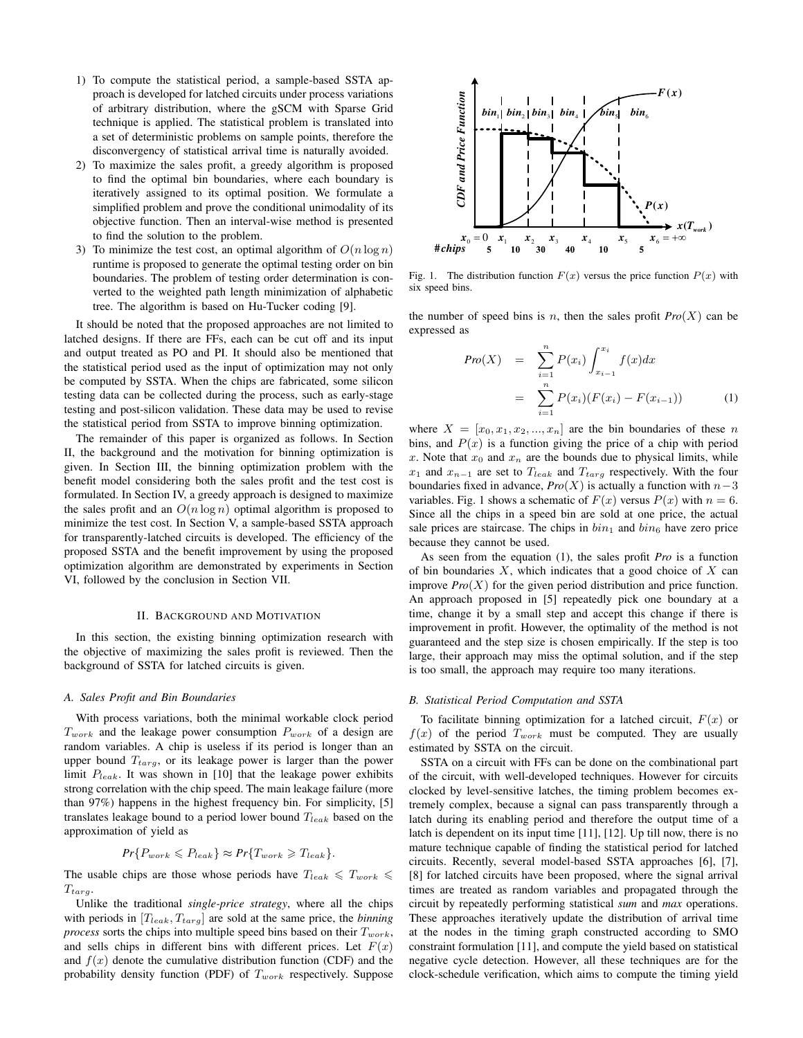1) To compute the statistical period, a sample-based SSTA approach is developed for latched circuits under process variations of arbitrary distribution, where the gSCM with Sparse Grid technique is applied. The statistical problem is translated into a set of deterministic problems on sample points, therefore the disconvergency of statistical arrival time is naturally avoided.
2) To maximize the sales profit, a greedy algorithm is proposed to find the optimal bin boundaries, where each boundary is iteratively assigned to its optimal position. We formulate a simplified problem and prove the conditional unimodality of its objective function. Then an interval-wise method is presented to find the solution to the problem.
3) To minimize the test cost, an optimal algorithm of $O(n \log n)$ runtime is proposed to generate the optimal testing order on bin boundaries. The problem of testing order determination is converted to the weighted path length minimization of alphabetic tree. The algorithm is based on Hu-Tucker coding [9].

It should be noted that the proposed approaches are not limited to latched designs. If there are FFs, each can be cut off and its input and output treated as PO and PI. It should also be mentioned that the statistical period used as the input of optimization may not only be computed by SSTA. When the chips are fabricated, some silicon testing data can be collected during the process, such as early-stage testing and post-silicon validation. These data may be used to revise the statistical period from SSTA to improve binning optimization.

The remainder of this paper is organized as follows. In Section II, the background and the motivation for binning optimization is given. In Section III, the binning optimization problem with the benefit model considering both the sales profit and the test cost is formulated. In Section IV, a greedy approach is designed to maximize the sales profit and an $O(n \log n)$ optimal algorithm is proposed to minimize the test cost. In Section V, a sample-based SSTA approach for transparently-latched circuits is developed. The efficiency of the proposed SSTA and the benefit improvement by using the proposed optimization algorithm are demonstrated by experiments in Section VI, followed by the conclusion in Section VII.

## II. Background and Motivation

In this section, the existing binning optimization research with the objective of maximizing the sales profit is reviewed. Then the background of SSTA for latched circuits is given.

### A. Sales Profit and Bin Boundaries

With process variations, both the minimal workable clock period $T_{work}$ and the leakage power consumption $P_{work}$ of a design are random variables. A chip is useless if its period is longer than an upper bound $T_{targ}$, or its leakage power is larger than the power limit $P_{leak}$. It was shown in [10] that the leakage power exhibits strong correlation with the chip speed. The main leakage failure (more than 97%) happens in the highest frequency bin. For simplicity, [5] translates leakage bound to a period lower bound $T_{leak}$ based on the approximation of yield as

$$Pr\{P_{work} \leqslant P_{leak}\} \approx Pr\{T_{work} \geqslant T_{leak}\}.$$

The usable chips are those whose periods have $T_{leak} \leqslant T_{work} \leqslant T_{targ}$.

Unlike the traditional *single-price strategy*, where all the chips with periods in $[T_{leak}, T_{targ}]$ are sold at the same price, the *binning process* sorts the chips into multiple speed bins based on their $T_{work}$, and sells chips in different bins with different prices. Let $F(x)$ and $f(x)$ denote the cumulative distribution function (CDF) and the probability density function (PDF) of $T_{work}$ respectively. Suppose the number of speed bins is $n$, then the sales profit $Pro(X)$ can be expressed as

$$\begin{aligned} Pro(X) &= \sum_{i=1}^{n} P(x_i) \int_{x_{i-1}}^{x_i} f(x)dx \\ &= \sum_{i=1}^{n} P(x_i)(F(x_i) - F(x_{i-1})) \end{aligned} \quad (1)$$

where $X = [x_0, x_1, x_2, ..., x_n]$ are the bin boundaries of these $n$ bins, and $P(x)$ is a function giving the price of a chip with period $x$. Note that $x_0$ and $x_n$ are the bounds due to physical limits, while $x_1$ and $x_{n-1}$ are set to $T_{leak}$ and $T_{targ}$ respectively. With the four boundaries fixed in advance, $Pro(X)$ is actually a function with $n-3$ variables. Fig. 1 shows a schematic of $F(x)$ versus $P(x)$ with $n = 6$. Since all the chips in a speed bin are sold at one price, the actual sale prices are staircase. The chips in $bin_1$ and $bin_6$ have zero price because they cannot be used.

Fig. 1. The distribution function $F(x)$ versus the price function $P(x)$ with six speed bins.

As seen from the equation (1), the sales profit *Pro* is a function of bin boundaries $X$, which indicates that a good choice of $X$ can improve $Pro(X)$ for the given period distribution and price function. An approach proposed in [5] repeatedly pick one boundary at a time, change it by a small step and accept this change if there is improvement in profit. However, the optimality of the method is not guaranteed and the step size is chosen empirically. If the step is too large, their approach may miss the optimal solution, and if the step is too small, the approach may require too many iterations.

### B. Statistical Period Computation and SSTA

To facilitate binning optimization for a latched circuit, $F(x)$ or $f(x)$ of the period $T_{work}$ must be computed. They are usually estimated by SSTA on the circuit.

SSTA on a circuit with FFs can be done on the combinational part of the circuit, with well-developed techniques. However for circuits clocked by level-sensitive latches, the timing problem becomes extremely complex, because a signal can pass transparently through a latch during its enabling period and therefore the output time of a latch is dependent on its input time [11], [12]. Up till now, there is no mature technique capable of finding the statistical period for latched circuits. Recently, several model-based SSTA approaches [6], [7], [8] for latched circuits have been proposed, where the signal arrival times are treated as random variables and propagated through the circuit by repeatedly performing statistical *sum* and *max* operations. These approaches iteratively update the distribution of arrival time at the nodes in the timing graph constructed according to SMO constraint formulation [11], and compute the yield based on statistical negative cycle detection. However, all these techniques are for the clock-schedule verification, which aims to compute the timing yield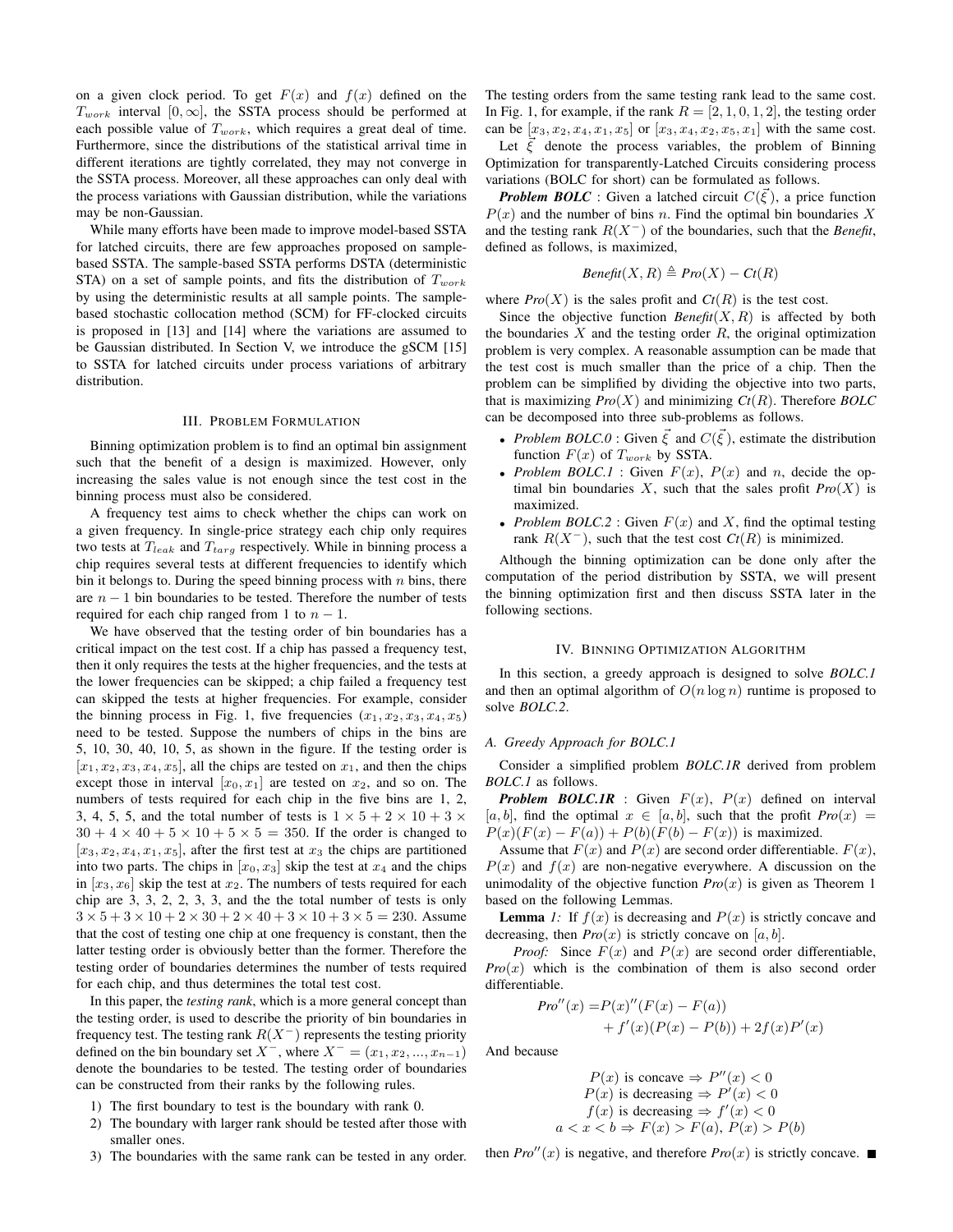on a given clock period. To get $F(x)$ and $f(x)$ defined on the $T_{work}$ interval $[0, \infty]$, the SSTA process should be performed at each possible value of $T_{work}$, which requires a great deal of time. Furthermore, since the distributions of the statistical arrival time in different iterations are tightly correlated, they may not converge in the SSTA process. Moreover, all these approaches can only deal with the process variations with Gaussian distribution, while the variations may be non-Gaussian.

While many efforts have been made to improve model-based SSTA for latched circuits, there are few approaches proposed on sample-based SSTA. The sample-based SSTA performs DSTA (deterministic STA) on a set of sample points, and fits the distribution of $T_{work}$ by using the deterministic results at all sample points. The sample-based stochastic collocation method (SCM) for FF-clocked circuits is proposed in [13] and [14] where the variations are assumed to be Gaussian distributed. In Section V, we introduce the gSCM [15] to SSTA for latched circuits under process variations of arbitrary distribution.

## III. Problem Formulation

Binning optimization problem is to find an optimal bin assignment such that the benefit of a design is maximized. However, only increasing the sales value is not enough since the test cost in the binning process must also be considered.

A frequency test aims to check whether the chips can work on a given frequency. In single-price strategy each chip only requires two tests at $T_{leak}$ and $T_{targ}$ respectively. While in binning process a chip requires several tests at different frequencies to identify which bin it belongs to. During the speed binning process with $n$ bins, there are $n-1$ bin boundaries to be tested. Therefore the number of tests required for each chip ranged from 1 to $n-1$.

We have observed that the testing order of bin boundaries has a critical impact on the test cost. If a chip has passed a frequency test, then it only requires the tests at the higher frequencies, and the tests at the lower frequencies can be skipped; a chip failed a frequency test can skipped the tests at higher frequencies. For example, consider the binning process in Fig. 1, five frequencies $(x_1, x_2, x_3, x_4, x_5)$ need to be tested. Suppose the numbers of chips in the bins are 5, 10, 30, 40, 10, 5, as shown in the figure. If the testing order is $[x_1, x_2, x_3, x_4, x_5]$, all the chips are tested on $x_1$, and then the chips except those in interval $[x_0, x_1]$ are tested on $x_2$, and so on. The numbers of tests required for each chip in the five bins are 1, 2, 3, 4, 5, 5, and the total number of tests is $1 \times 5 + 2 \times 10 + 3 \times 30 + 4 \times 40 + 5 \times 10 + 5 \times 5 = 350$. If the order is changed to $[x_3, x_2, x_4, x_1, x_5]$, after the first test at $x_3$ the chips are partitioned into two parts. The chips in $[x_0, x_3]$ skip the test at $x_4$ and the chips in $[x_3, x_6]$ skip the test at $x_2$. The numbers of tests required for each chip are 3, 3, 2, 2, 3, 3, and the the total number of tests is only $3 \times 5 + 3 \times 10 + 2 \times 30 + 2 \times 40 + 3 \times 10 + 3 \times 5 = 230$. Assume that the cost of testing one chip at one frequency is constant, then the latter testing order is obviously better than the former. Therefore the testing order of boundaries determines the number of tests required for each chip, and thus determines the total test cost.

In this paper, the *testing rank*, which is a more general concept than the testing order, is used to describe the priority of bin boundaries in frequency test. The testing rank $R(X^-)$ represents the testing priority defined on the bin boundary set $X^-$, where $X^- = (x_1, x_2, ..., x_{n-1})$ denote the boundaries to be tested. The testing order of boundaries can be constructed from their ranks by the following rules.

1) The first boundary to test is the boundary with rank 0.
2) The boundary with larger rank should be tested after those with smaller ones.
3) The boundaries with the same rank can be tested in any order.

The testing orders from the same testing rank lead to the same cost. In Fig. 1, for example, if the rank $R = [2, 1, 0, 1, 2]$, the testing order can be $[x_3, x_2, x_4, x_1, x_5]$ or $[x_3, x_4, x_2, x_5, x_1]$ with the same cost.

Let $\vec{\xi}$ denote the process variables, the problem of Binning Optimization for transparently-Latched Circuits considering process variations (BOLC for short) can be formulated as follows.

***Problem BOLC*** : Given a latched circuit $C(\vec{\xi})$, a price function $P(x)$ and the number of bins $n$. Find the optimal bin boundaries $X$ and the testing rank $R(X^-)$ of the boundaries, such that the *Benefit*, defined as follows, is maximized,

$$\textit{Benefit}(X, R) \triangleq \textit{Pro}(X) - \textit{Ct}(R)$$

where $\textit{Pro}(X)$ is the sales profit and $\textit{Ct}(R)$ is the test cost.

Since the objective function $\textit{Benefit}(X, R)$ is affected by both the boundaries $X$ and the testing order $R$, the original optimization problem is very complex. A reasonable assumption can be made that the test cost is much smaller than the price of a chip. Then the problem can be simplified by dividing the objective into two parts, that is maximizing $\textit{Pro}(X)$ and minimizing $\textit{Ct}(R)$. Therefore *BOLC* can be decomposed into three sub-problems as follows.

- *Problem BOLC.0* : Given $\vec{\xi}$ and $C(\vec{\xi})$, estimate the distribution function $F(x)$ of $T_{work}$ by SSTA.
- *Problem BOLC.1* : Given $F(x)$, $P(x)$ and $n$, decide the optimal bin boundaries $X$, such that the sales profit $\textit{Pro}(X)$ is maximized.
- *Problem BOLC.2* : Given $F(x)$ and $X$, find the optimal testing rank $R(X^-)$, such that the test cost $\textit{Ct}(R)$ is minimized.

Although the binning optimization can be done only after the computation of the period distribution by SSTA, we will present the binning optimization first and then discuss SSTA later in the following sections.

## IV. Binning Optimization Algorithm

In this section, a greedy approach is designed to solve *BOLC.1* and then an optimal algorithm of $O(n \log n)$ runtime is proposed to solve *BOLC.2*.

### A. Greedy Approach for BOLC.1

Consider a simplified problem *BOLC.1R* derived from problem *BOLC.1* as follows.

***Problem BOLC.1R*** : Given $F(x)$, $P(x)$ defined on interval $[a, b]$, find the optimal $x \in [a, b]$, such that the profit $\textit{Pro}(x) = P(x)(F(x) - F(a)) + P(b)(F(b) - F(x))$ is maximized.

Assume that $F(x)$ and $P(x)$ are second order differentiable. $F(x)$, $P(x)$ and $f(x)$ are non-negative everywhere. A discussion on the unimodality of the objective function $\textit{Pro}(x)$ is given as Theorem 1 based on the following Lemmas.

**Lemma** *1:* If $f(x)$ is decreasing and $P(x)$ is strictly concave and decreasing, then $\textit{Pro}(x)$ is strictly concave on $[a, b]$.

*Proof:* Since $F(x)$ and $P(x)$ are second order differentiable, $\textit{Pro}(x)$ which is the combination of them is also second order differentiable.

$$\begin{aligned} \textit{Pro}''(x) =& P(x)''(F(x) - F(a)) \\ &+ f'(x)(P(x) - P(b)) + 2f(x)P'(x) \end{aligned}$$

And because

$$\begin{gathered} P(x) \text{ is concave} \Rightarrow P''(x) < 0 \\ P(x) \text{ is decreasing} \Rightarrow P'(x) < 0 \\ f(x) \text{ is decreasing} \Rightarrow f'(x) < 0 \\ a < x < b \Rightarrow F(x) > F(a),\ P(x) > P(b) \end{gathered}$$

then $\textit{Pro}''(x)$ is negative, and therefore $\textit{Pro}(x)$ is strictly concave. ∎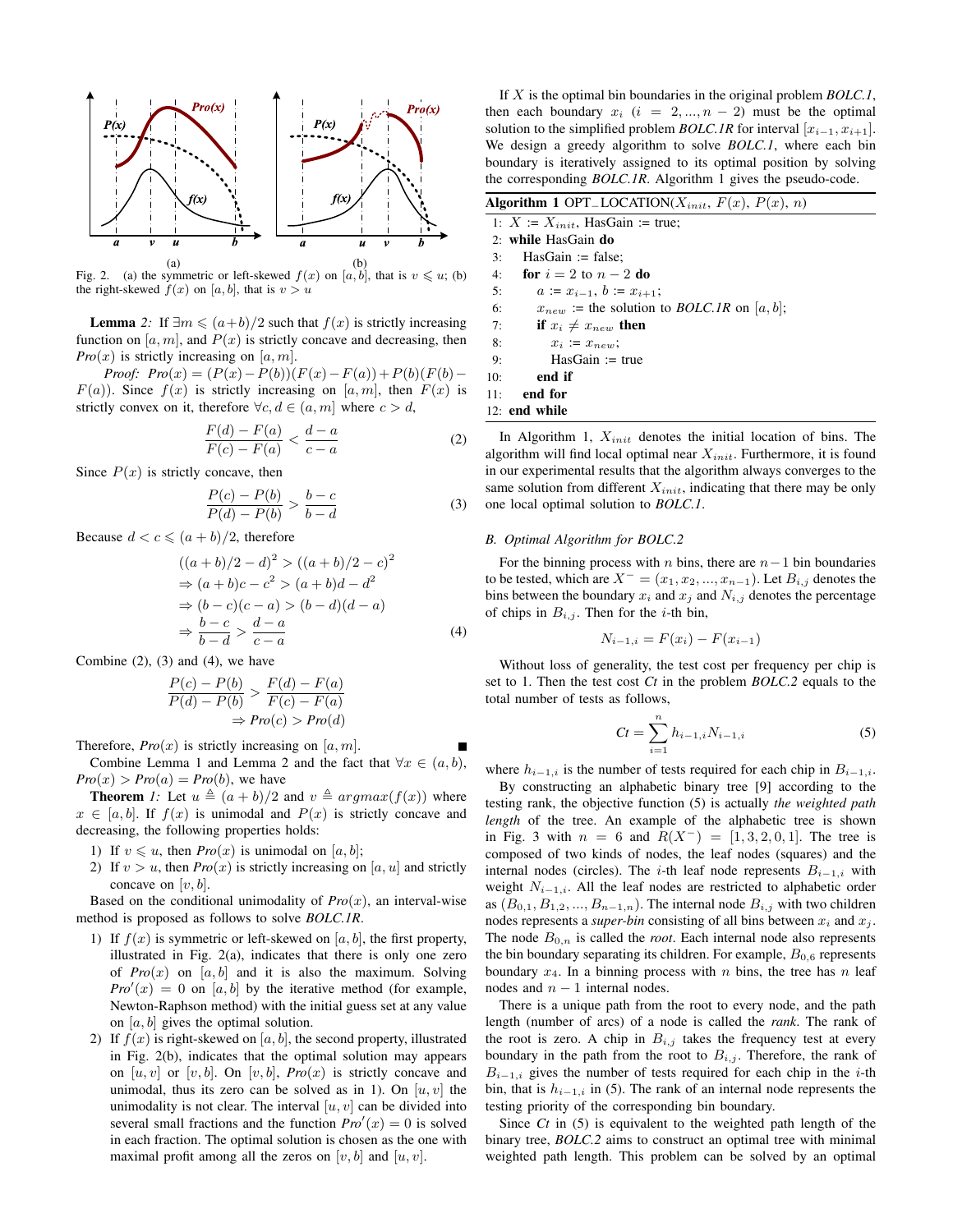(a) (b)

Fig. 2. (a) the symmetric or left-skewed $f(x)$ on $[a, b]$, that is $v \leqslant u$; (b) the right-skewed $f(x)$ on $[a, b]$, that is $v > u$

**Lemma** *2:* If $\exists m \leqslant (a+b)/2$ such that $f(x)$ is strictly increasing function on $[a, m]$, and $P(x)$ is strictly concave and decreasing, then $\textit{Pro}(x)$ is strictly increasing on $[a, m]$.

*Proof:* $\textit{Pro}(x) = (P(x)-P(b))(F(x)-F(a))+P(b)(F(b)-F(a))$. Since $f(x)$ is strictly increasing on $[a, m]$, then $F(x)$ is strictly convex on it, therefore $\forall c, d \in (a, m]$ where $c > d$,

$$\frac{F(d)-F(a)}{F(c)-F(a)} < \frac{d-a}{c-a} \tag{2}$$

Since $P(x)$ is strictly concave, then

$$\frac{P(c)-P(b)}{P(d)-P(b)} > \frac{b-c}{b-d} \tag{3}$$

Because $d < c \leqslant (a+b)/2$, therefore

$$\begin{aligned} &((a+b)/2-d)^2 > ((a+b)/2-c)^2 \\ \Rightarrow\ &(a+b)c - c^2 > (a+b)d - d^2 \\ \Rightarrow\ &(b-c)(c-a) > (b-d)(d-a) \\ \Rightarrow\ &\frac{b-c}{b-d} > \frac{d-a}{c-a} \end{aligned} \tag{4}$$

Combine (2), (3) and (4), we have

$$\begin{aligned} \frac{P(c)-P(b)}{P(d)-P(b)} &> \frac{F(d)-F(a)}{F(c)-F(a)} \\ &\Rightarrow \textit{Pro}(c) > \textit{Pro}(d) \end{aligned}$$

Therefore, $\textit{Pro}(x)$ is strictly increasing on $[a, m]$. ∎

Combine Lemma 1 and Lemma 2 and the fact that $\forall x \in (a, b)$, $\textit{Pro}(x) > \textit{Pro}(a) = \textit{Pro}(b)$, we have

**Theorem** *1:* Let $u \triangleq (a+b)/2$ and $v \triangleq argmax(f(x))$ where $x \in [a, b]$. If $f(x)$ is unimodal and $P(x)$ is strictly concave and decreasing, the following properties holds:

1) If $v \leqslant u$, then $\textit{Pro}(x)$ is unimodal on $[a, b]$;
2) If $v > u$, then $\textit{Pro}(x)$ is strictly increasing on $[a, u]$ and strictly concave on $[v, b]$.

Based on the conditional unimodality of $\textit{Pro}(x)$, an interval-wise method is proposed as follows to solve ***BOLC.1R***.

1) If $f(x)$ is symmetric or left-skewed on $[a, b]$, the first property, illustrated in Fig. 2(a), indicates that there is only one zero of $\textit{Pro}(x)$ on $[a, b]$ and it is also the maximum. Solving $\textit{Pro}'(x) = 0$ on $[a, b]$ by the iterative method (for example, Newton-Raphson method) with the initial guess set at any value on $[a, b]$ gives the optimal solution.
2) If $f(x)$ is right-skewed on $[a, b]$, the second property, illustrated in Fig. 2(b), indicates that the optimal solution may appears on $[u, v]$ or $[v, b]$. On $[v, b]$, $\textit{Pro}(x)$ is strictly concave and unimodal, thus its zero can be solved as in 1). On $[u, v]$ the unimodality is not clear. The interval $[u, v]$ can be divided into several small fractions and the function $\textit{Pro}'(x) = 0$ is solved in each fraction. The optimal solution is chosen as the one with maximal profit among all the zeros on $[v, b]$ and $[u, v]$.

If $X$ is the optimal bin boundaries in the original problem ***BOLC.1***, then each boundary $x_i$ ($i = 2, ..., n-2$) must be the optimal solution to the simplified problem ***BOLC.1R*** for interval $[x_{i-1}, x_{i+1}]$. We design a greedy algorithm to solve ***BOLC.1***, where each bin boundary is iteratively assigned to its optimal position by solving the corresponding ***BOLC.1R***. Algorithm 1 gives the pseudo-code.

**Algorithm 1** OPT_LOCATION($X_{init}$, $F(x)$, $P(x)$, $n$)

```
1:  X := X_init, HasGain := true;
2:  while HasGain do
3:     HasGain := false;
4:     for i = 2 to n − 2 do
5:        a := x_{i−1}, b := x_{i+1};
6:        x_new := the solution to BOLC.1R on [a, b];
7:        if x_i ≠ x_new then
8:           x_i := x_new;
9:           HasGain := true
10:       end if
11:    end for
12: end while
```

In Algorithm 1, $X_{init}$ denotes the initial location of bins. The algorithm will find local optimal near $X_{init}$. Furthermore, it is found in our experimental results that the algorithm always converges to the same solution from different $X_{init}$, indicating that there may be only one local optimal solution to ***BOLC.1***.

### *B. Optimal Algorithm for BOLC.2*

For the binning process with $n$ bins, there are $n-1$ bin boundaries to be tested, which are $X^- = (x_1, x_2, ..., x_{n-1})$. Let $B_{i,j}$ denotes the bins between the boundary $x_i$ and $x_j$ and $N_{i,j}$ denotes the percentage of chips in $B_{i,j}$. Then for the $i$-th bin,

$$N_{i-1,i} = F(x_i) - F(x_{i-1})$$

Without loss of generality, the test cost per frequency per chip is set to 1. Then the test cost *Ct* in the problem ***BOLC.2*** equals to the total number of tests as follows,

$$\textit{Ct} = \sum_{i=1}^{n} h_{i-1,i} N_{i-1,i} \tag{5}$$

where $h_{i-1,i}$ is the number of tests required for each chip in $B_{i-1,i}$.

By constructing an alphabetic binary tree [9] according to the testing rank, the objective function (5) is actually *the weighted path length* of the tree. An example of the alphabetic tree is shown in Fig. 3 with $n = 6$ and $R(X^-) = [1, 3, 2, 0, 1]$. The tree is composed of two kinds of nodes, the leaf nodes (squares) and the internal nodes (circles). The $i$-th leaf node represents $B_{i-1,i}$ with weight $N_{i-1,i}$. All the leaf nodes are restricted to alphabetic order as $(B_{0,1}, B_{1,2}, ..., B_{n-1,n})$. The internal node $B_{i,j}$ with two children nodes represents a *super-bin* consisting of all bins between $x_i$ and $x_j$. The node $B_{0,n}$ is called the *root*. Each internal node also represents the bin boundary separating its children. For example, $B_{0,6}$ represents boundary $x_4$. In a binning process with $n$ bins, the tree has $n$ leaf nodes and $n-1$ internal nodes.

There is a unique path from the root to every node, and the path length (number of arcs) of a node is called the *rank*. The rank of the root is zero. A chip in $B_{i,j}$ takes the frequency test at every boundary in the path from the root to $B_{i,j}$. Therefore, the rank of $B_{i-1,i}$ gives the number of tests required for each chip in the $i$-th bin, that is $h_{i-1,i}$ in (5). The rank of an internal node represents the testing priority of the corresponding bin boundary.

Since *Ct* in (5) is equivalent to the weighted path length of the binary tree, ***BOLC.2*** aims to construct an optimal tree with minimal weighted path length. This problem can be solved by an optimal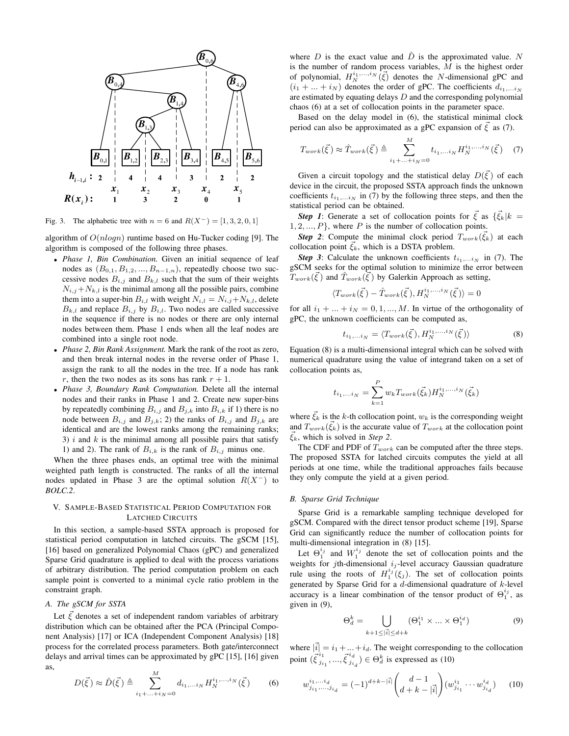Fig. 3. The alphabetic tree with $n = 6$ and $R(X^-) = [1, 3, 2, 0, 1]$

algorithm of $O(nlogn)$ runtime based on Hu-Tucker coding [9]. The algorithm is composed of the following three phases.

- *Phase 1, Bin Combination.* Given an initial sequence of leaf nodes as $(B_{0,1}, B_{1,2}, ..., B_{n-1,n})$, repeatedly choose two successive nodes $B_{i,j}$ and $B_{k,l}$ such that the sum of their weights $N_{i,j}+N_{k,l}$ is the minimal among all the possible pairs, combine them into a super-bin $B_{i,l}$ with weight $N_{i,l} = N_{i,j}+N_{k,l}$, delete $B_{k,l}$ and replace $B_{i,j}$ by $B_{i,l}$. Two nodes are called successive in the sequence if there is no nodes or there are only internal nodes between them. Phase 1 ends when all the leaf nodes are combined into a single root node.
- *Phase 2, Bin Rank Assignment.* Mark the rank of the root as zero, and then break internal nodes in the reverse order of Phase 1, assign the rank to all the nodes in the tree. If a node has rank $r$, then the two nodes as its sons has rank $r + 1$.
- *Phase 3, Boundary Rank Computation.* Delete all the internal nodes and their ranks in Phase 1 and 2. Create new super-bins by repeatedly combining $B_{i,j}$ and $B_{j,k}$ into $B_{i,k}$ if 1) there is no node between $B_{i,j}$ and $B_{j,k}$; 2) the ranks of $B_{i,j}$ and $B_{j,k}$ are identical and are the lowest ranks among the remaining ranks; 3) $i$ and $k$ is the minimal among all possible pairs that satisfy 1) and 2). The rank of $B_{i,k}$ is the rank of $B_{i,j}$ minus one.

When the three phases ends, an optimal tree with the minimal weighted path length is constructed. The ranks of all the internal nodes updated in Phase 3 are the optimal solution $R(X^-)$ to *BOLC.2*.

## V. Sample-Based Statistical Period Computation for Latched Circuits

In this section, a sample-based SSTA approach is proposed for statistical period computation in latched circuits. The gSCM [15], [16] based on generalized Polynomial Chaos (gPC) and generalized Sparse Grid quadrature is applied to deal with the process variations of arbitrary distribution. The period computation problem on each sample point is converted to a minimal cycle ratio problem in the constraint graph.

### A. The gSCM for SSTA

Let $\vec{\xi}$ denotes a set of independent random variables of arbitrary distribution which can be obtained after the PCA (Principal Component Analysis) [17] or ICA (Independent Component Analysis) [18] process for the correlated process parameters. Both gate/interconnect delays and arrival times can be approximated by gPC [15], [16] given as,

$$D(\vec{\xi}) \approx \hat{D}(\vec{\xi}) \triangleq \sum_{i_1+...+i_N=0}^{M} d_{i_1,...i_N} H_N^{i_1,...,i_N}(\vec{\xi}) \qquad (6)$$

where $D$ is the exact value and $\hat{D}$ is the approximated value. $N$ is the number of random process variables, $M$ is the highest order of polynomial, $H_N^{i_1,...,i_N}(\vec{\xi})$ denotes the $N$-dimensional gPC and $(i_1 + ... + i_N)$ denotes the order of gPC. The coefficients $d_{i_1,...i_N}$ are estimated by equating delays $D$ and the corresponding polynomial chaos (6) at a set of collocation points in the parameter space.

Based on the delay model in (6), the statistical minimal clock period can also be approximated as a gPC expansion of $\vec{\xi}$ as (7).

$$T_{work}(\vec{\xi}) \approx \hat{T}_{work}(\vec{\xi}) \triangleq \sum_{i_1+...+i_N=0}^{M} t_{i_1,...i_N} H_N^{i_1,...,i_N}(\vec{\xi}) \qquad (7)$$

Given a circuit topology and the statistical delay $D(\vec{\xi})$ of each device in the circuit, the proposed SSTA approach finds the unknown coefficients $t_{i_1,...i_N}$ in (7) by the following three steps, and then the statistical period can be obtained.

***Step 1***: Generate a set of collocation points for $\vec{\xi}$ as $\{\vec{\xi}_k | k = 1, 2, ..., P\}$, where $P$ is the number of collocation points.

***Step 2***: Compute the minimal clock period $T_{work}(\vec{\xi}_k)$ at each collocation point $\vec{\xi}_k$, which is a DSTA problem.

***Step 3***: Calculate the unknown coefficients $t_{i_1,...i_N}$ in (7). The gSCM seeks for the optimal solution to minimize the error between $T_{work}(\vec{\xi})$ and $\hat{T}_{work}(\vec{\xi})$ by Galerkin Approach as setting,

$$\langle T_{work}(\vec{\xi}) - \hat{T}_{work}(\vec{\xi}), H_N^{i_1,...,i_N}(\vec{\xi}) \rangle = 0$$

for all $i_1 + ... + i_N = 0, 1, ..., M$. In virtue of the orthogonality of gPC, the unknown coefficients can be computed as,

$$t_{i_1,...i_N} = \langle T_{work}(\vec{\xi}), H_N^{i_1,...,i_N}(\vec{\xi}) \rangle \qquad (8)$$

Equation (8) is a multi-dimensional integral which can be solved with numerical quadrature using the value of integrand taken on a set of collocation points as,

$$t_{i_1,...i_N} = \sum_{k=1}^{P} w_k T_{work}(\vec{\xi}_k) H_N^{i_1,...,i_N}(\vec{\xi}_k)$$

where $\vec{\xi}_k$ is the $k$-th collocation point, $w_k$ is the corresponding weight and $T_{work}(\vec{\xi}_k)$ is the accurate value of $T_{work}$ at the collocation point $\vec{\xi}_k$, which is solved in *Step 2*.

The CDF and PDF of $T_{work}$ can be computed after the three steps. The proposed SSTA for latched circuits computes the yield at all periods at one time, while the traditional approaches fails because they only compute the yield at a given period.

### B. Sparse Grid Technique

Sparse Grid is a remarkable sampling technique developed for gSCM. Compared with the direct tensor product scheme [19], Sparse Grid can significantly reduce the number of collocation points for multi-dimensional integration in (8) [15].

Let $\Theta_1^{i_j}$ and $W_1^{i_j}$ denote the set of collocation points and the weights for $j$th-dimensional $i_j$-level accuracy Gaussian quadrature rule using the roots of $H_1^{i_j}(\xi_j)$. The set of collocation points generated by Sparse Grid for a $d$-dimensional quadrature of $k$-level accuracy is a linear combination of the tensor product of $\Theta_1^{i_j}$, as given in (9),

$$\Theta_d^k = \bigcup_{k+1 \le |\vec{i}| \le d+k} (\Theta_1^{i_1} \times ... \times \Theta_1^{i_d}) \qquad (9)$$

where $|\vec{i}| = i_1 + ... + i_d$. The weight corresponding to the collocation point $(\vec{\xi}_{j_{i_1}}^{i_1}, ..., \vec{\xi}_{j_{i_d}}^{i_d}) \in \Theta_d^k$ is expressed as (10)

$$w_{j_{i_1},...,j_{i_d}}^{i_1,...i_d} = (-1)^{d+k-|\vec{i}|} \binom{d-1}{d+k-|\vec{i}|} (w_{j_{i_1}}^{i_1} \cdots w_{j_{i_d}}^{i_d}) \qquad (10)$$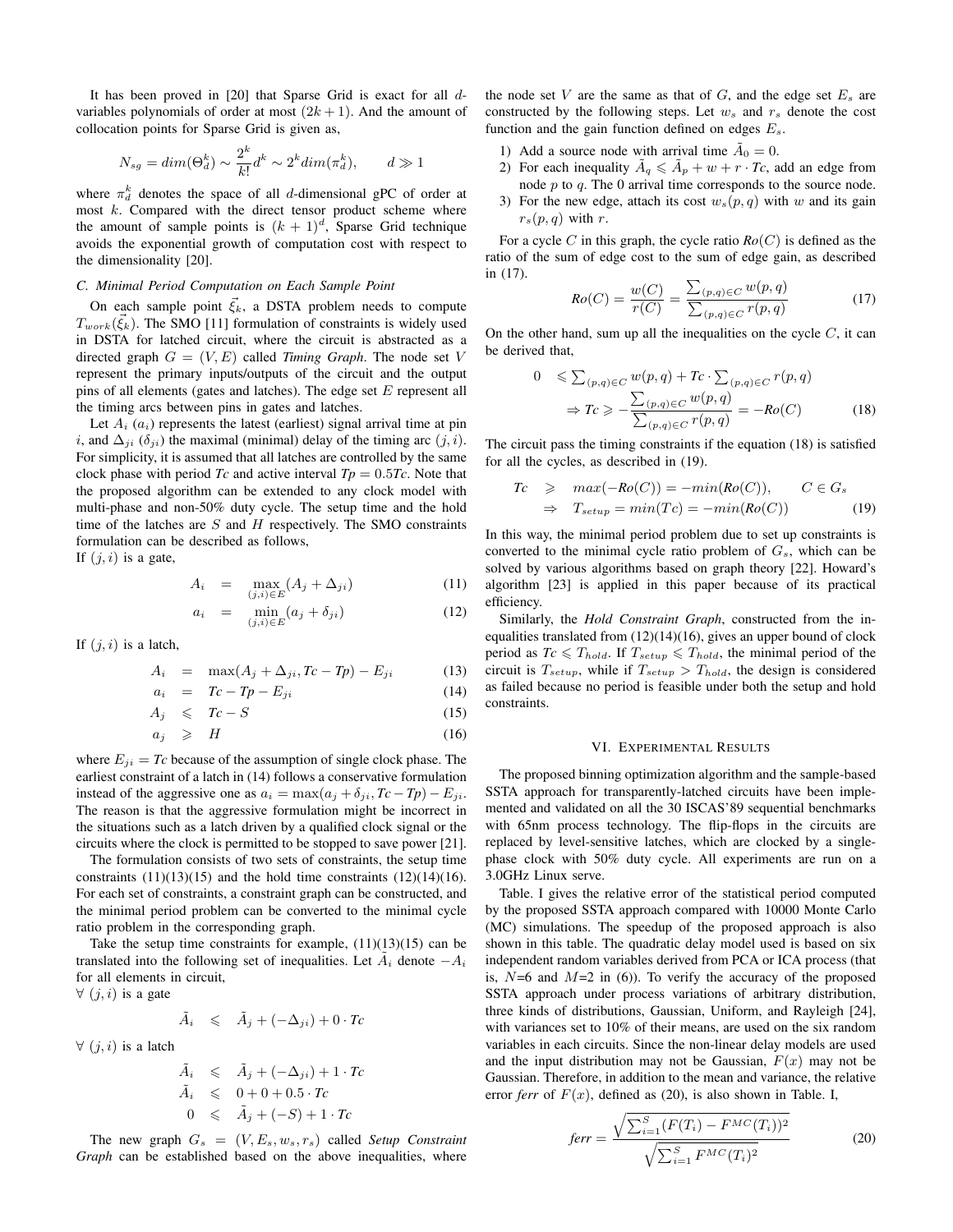It has been proved in [20] that Sparse Grid is exact for all $d$-variables polynomials of order at most $(2k+1)$. And the amount of collocation points for Sparse Grid is given as,

$$N_{sg} = dim(\Theta_d^k) \sim \frac{2^k}{k!} d^k \sim 2^k dim(\pi_d^k), \qquad d \gg 1$$

where $\pi_d^k$ denotes the space of all $d$-dimensional gPC of order at most $k$. Compared with the direct tensor product scheme where the amount of sample points is $(k+1)^d$, Sparse Grid technique avoids the exponential growth of computation cost with respect to the dimensionality [20].

### C. Minimal Period Computation on Each Sample Point

On each sample point $\vec{\xi_k}$, a DSTA problem needs to compute $T_{work}(\vec{\xi_k})$. The SMO [11] formulation of constraints is widely used in DSTA for latched circuit, where the circuit is abstracted as a directed graph $G = (V, E)$ called *Timing Graph*. The node set $V$ represent the primary inputs/outputs of the circuit and the output pins of all elements (gates and latches). The edge set $E$ represent all the timing arcs between pins in gates and latches.

Let $A_i$ ($a_i$) represents the latest (earliest) signal arrival time at pin $i$, and $\Delta_{ji}$ ($\delta_{ji}$) the maximal (minimal) delay of the timing arc $(j, i)$. For simplicity, it is assumed that all latches are controlled by the same clock phase with period $Tc$ and active interval $Tp = 0.5Tc$. Note that the proposed algorithm can be extended to any clock model with multi-phase and non-50% duty cycle. The setup time and the hold time of the latches are $S$ and $H$ respectively. The SMO constraints formulation can be described as follows,

If $(j, i)$ is a gate,

$$A_i = \max_{(j,i)\in E} (A_j + \Delta_{ji}) \tag{11}$$

$$a_i = \min_{(j,i)\in E} (a_j + \delta_{ji}) \tag{12}$$

If $(j, i)$ is a latch,

$$A_i = \max(A_j + \Delta_{ji}, Tc - Tp) - E_{ji} \tag{13}$$

$$a_i = Tc - Tp - E_{ji} \tag{14}$$

$$A_j \leqslant Tc - S \tag{15}$$

$$a_j \geqslant H \tag{16}$$

where $E_{ji} = Tc$ because of the assumption of single clock phase. The earliest constraint of a latch in (14) follows a conservative formulation instead of the aggressive one as $a_i = \max(a_j + \delta_{ji}, Tc - Tp) - E_{ji}$. The reason is that the aggressive formulation might be incorrect in the situations such as a latch driven by a qualified clock signal or the circuits where the clock is permitted to be stopped to save power [21].

The formulation consists of two sets of constraints, the setup time constraints (11)(13)(15) and the hold time constraints (12)(14)(16). For each set of constraints, a constraint graph can be constructed, and the minimal period problem can be converted to the minimal cycle ratio problem in the corresponding graph.

Take the setup time constraints for example, (11)(13)(15) can be translated into the following set of inequalities. Let $\tilde{A}_i$ denote $-A_i$ for all elements in circuit,

$\forall$ $(j, i)$ is a gate

$$\tilde{A}_i \leqslant \tilde{A}_j + (-\Delta_{ji}) + 0 \cdot Tc$$

$\forall$ $(j, i)$ is a latch

$$\begin{aligned} \tilde{A}_i &\leqslant \tilde{A}_j + (-\Delta_{ji}) + 1 \cdot Tc \\ \tilde{A}_i &\leqslant 0 + 0 + 0.5 \cdot Tc \\ 0 &\leqslant \tilde{A}_j + (-S) + 1 \cdot Tc \end{aligned}$$

The new graph $G_s = (V, E_s, w_s, r_s)$ called *Setup Constraint Graph* can be established based on the above inequalities, where the node set $V$ are the same as that of $G$, and the edge set $E_s$ are constructed by the following steps. Let $w_s$ and $r_s$ denote the cost function and the gain function defined on edges $E_s$.

1) Add a source node with arrival time $\tilde{A}_0 = 0$.
2) For each inequality $\tilde{A}_q \leqslant \tilde{A}_p + w + r \cdot Tc$, add an edge from node $p$ to $q$. The 0 arrival time corresponds to the source node.
3) For the new edge, attach its cost $w_s(p, q)$ with $w$ and its gain $r_s(p, q)$ with $r$.

For a cycle $C$ in this graph, the cycle ratio $Ro(C)$ is defined as the ratio of the sum of edge cost to the sum of edge gain, as described in (17).

$$Ro(C) = \frac{w(C)}{r(C)} = \frac{\sum_{(p,q)\in C} w(p,q)}{\sum_{(p,q)\in C} r(p,q)} \tag{17}$$

On the other hand, sum up all the inequalities on the cycle $C$, it can be derived that,

$$\begin{aligned} 0 &\leqslant \textstyle\sum_{(p,q)\in C} w(p,q) + Tc \cdot \sum_{(p,q)\in C} r(p,q) \\ &\Rightarrow Tc \geqslant -\frac{\sum_{(p,q)\in C} w(p,q)}{\sum_{(p,q)\in C} r(p,q)} = -Ro(C) \end{aligned} \tag{18}$$

The circuit pass the timing constraints if the equation (18) is satisfied for all the cycles, as described in (19).

$$\begin{aligned} Tc &\geqslant max(-Ro(C)) = -min(Ro(C)), \qquad C \in G_s \\ &\Rightarrow \quad T_{setup} = min(Tc) = -min(Ro(C)) \end{aligned} \tag{19}$$

In this way, the minimal period problem due to set up constraints is converted to the minimal cycle ratio problem of $G_s$, which can be solved by various algorithms based on graph theory [22]. Howard's algorithm [23] is applied in this paper because of its practical efficiency.

Similarly, the *Hold Constraint Graph*, constructed from the inequalities translated from (12)(14)(16), gives an upper bound of clock period as $Tc \leqslant T_{hold}$. If $T_{setup} \leqslant T_{hold}$, the minimal period of the circuit is $T_{setup}$, while if $T_{setup} > T_{hold}$, the design is considered as failed because no period is feasible under both the setup and hold constraints.

## VI. Experimental Results

The proposed binning optimization algorithm and the sample-based SSTA approach for transparently-latched circuits have been implemented and validated on all the 30 ISCAS'89 sequential benchmarks with 65nm process technology. The flip-flops in the circuits are replaced by level-sensitive latches, which are clocked by a single-phase clock with 50% duty cycle. All experiments are run on a 3.0GHz Linux serve.

Table. I gives the relative error of the statistical period computed by the proposed SSTA approach compared with 10000 Monte Carlo (MC) simulations. The speedup of the proposed approach is also shown in this table. The quadratic delay model used is based on six independent random variables derived from PCA or ICA process (that is, $N$=6 and $M$=2 in (6)). To verify the accuracy of the proposed SSTA approach under process variations of arbitrary distribution, three kinds of distributions, Gaussian, Uniform, and Rayleigh [24], with variances set to 10% of their means, are used on the six random variables in each circuits. Since the non-linear delay models are used and the input distribution may not be Gaussian, $F(x)$ may not be Gaussian. Therefore, in addition to the mean and variance, the relative error *ferr* of $F(x)$, defined as (20), is also shown in Table. I,

$$ferr = \frac{\sqrt{\sum_{i=1}^{S}(F(T_i) - F^{MC}(T_i))^2}}{\sqrt{\sum_{i=1}^{S} F^{MC}(T_i)^2}} \tag{20}$$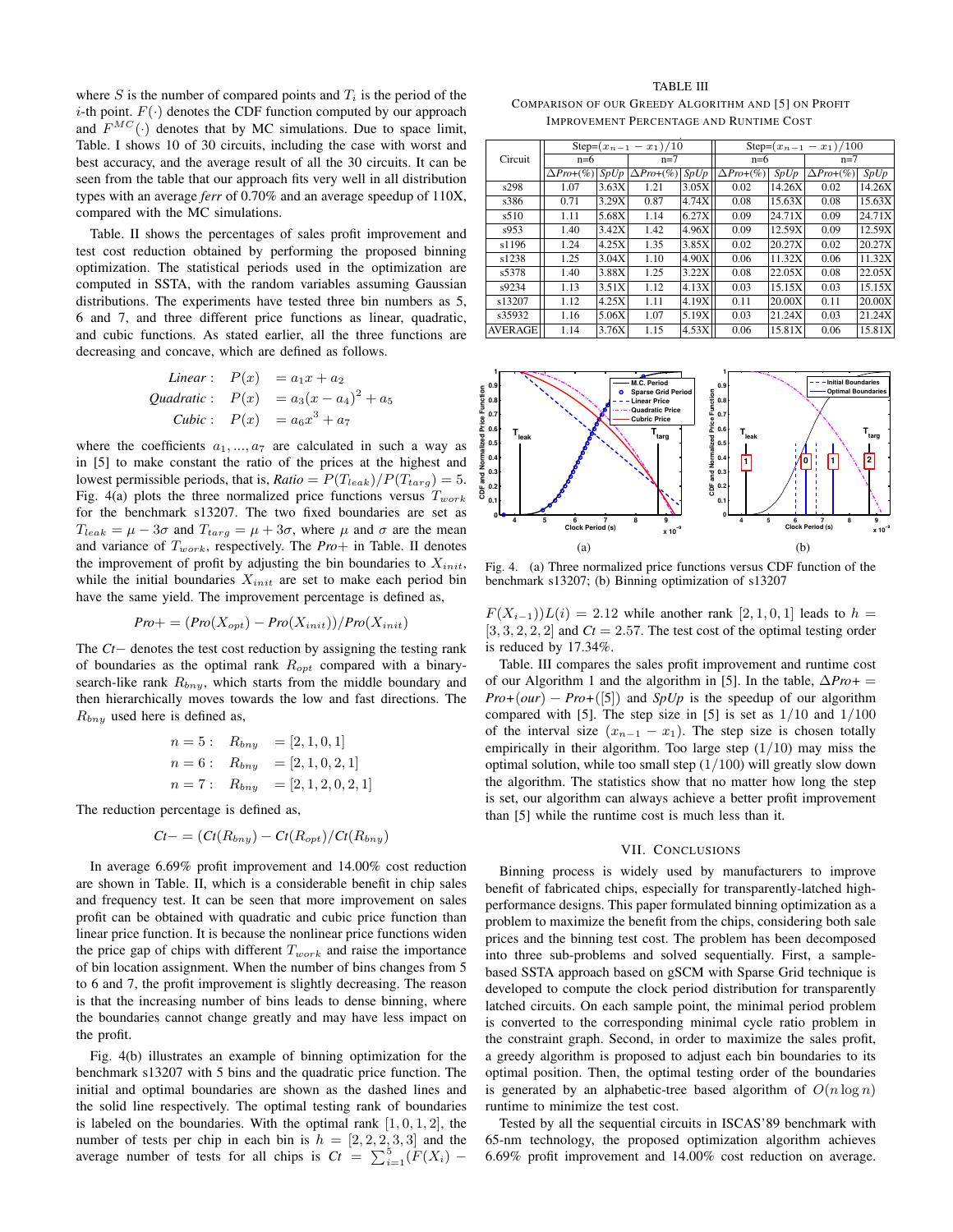where $S$ is the number of compared points and $T_i$ is the period of the $i$-th point. $F(\cdot)$ denotes the CDF function computed by our approach and $F^{MC}(\cdot)$ denotes that by MC simulations. Due to space limit, Table. I shows 10 of 30 circuits, including the case with worst and best accuracy, and the average result of all the 30 circuits. It can be seen from the table that our approach fits very well in all distribution types with an average *ferr* of 0.70% and an average speedup of 110X, compared with the MC simulations.

Table. II shows the percentages of sales profit improvement and test cost reduction obtained by performing the proposed binning optimization. The statistical periods used in the optimization are computed in SSTA, with the random variables assuming Gaussian distributions. The experiments have tested three bin numbers as 5, 6 and 7, and three different price functions as linear, quadratic, and cubic functions. As stated earlier, all the three functions are decreasing and concave, which are defined as follows.

$$\begin{aligned} \textit{Linear}: \quad P(x) &= a_1 x + a_2 \\ \textit{Quadratic}: \quad P(x) &= a_3 (x - a_4)^2 + a_5 \\ \textit{Cubic}: \quad P(x) &= a_6 x^3 + a_7 \end{aligned}$$

where the coefficients $a_1, ..., a_7$ are calculated in such a way as in [5] to make constant the ratio of the prices at the highest and lowest permissible periods, that is, $Ratio = P(T_{leak})/P(T_{targ}) = 5$. Fig. 4(a) plots the three normalized price functions versus $T_{work}$ for the benchmark s13207. The two fixed boundaries are set as $T_{leak} = \mu - 3\sigma$ and $T_{targ} = \mu + 3\sigma$, where $\mu$ and $\sigma$ are the mean and variance of $T_{work}$, respectively. The *Pro+* in Table. II denotes the improvement of profit by adjusting the bin boundaries to $X_{init}$, while the initial boundaries $X_{init}$ are set to make each period bin have the same yield. The improvement percentage is defined as,

$$Pro+ = (Pro(X_{opt}) - Pro(X_{init}))/Pro(X_{init})$$

The *Ct−* denotes the test cost reduction by assigning the testing rank of boundaries as the optimal rank $R_{opt}$ compared with a binary-search-like rank $R_{bny}$, which starts from the middle boundary and then hierarchically moves towards the low and fast directions. The $R_{bny}$ used here is defined as,

$$\begin{aligned} n = 5: \quad R_{bny} &= [2, 1, 0, 1] \\ n = 6: \quad R_{bny} &= [2, 1, 0, 2, 1] \\ n = 7: \quad R_{bny} &= [2, 1, 2, 0, 2, 1] \end{aligned}$$

The reduction percentage is defined as,

$$Ct- = (Ct(R_{bny}) - Ct(R_{opt})/Ct(R_{bny})$$

In average 6.69% profit improvement and 14.00% cost reduction are shown in Table. II, which is a considerable benefit in chip sales and frequency test. It can be seen that more improvement on sales profit can be obtained with quadratic and cubic price function than linear price function. It is because the nonlinear price functions widen the price gap of chips with different $T_{work}$ and raise the importance of bin location assignment. When the number of bins changes from 5 to 6 and 7, the profit improvement is slightly decreasing. The reason is that the increasing number of bins leads to dense binning, where the boundaries cannot change greatly and may have less impact on the profit.

Fig. 4(b) illustrates an example of binning optimization for the benchmark s13207 with 5 bins and the quadratic price function. The initial and optimal boundaries are shown as the dashed lines and the solid line respectively. The optimal testing rank of boundaries is labeled on the boundaries. With the optimal rank $[1, 0, 1, 2]$, the number of tests per chip in each bin is $h = [2, 2, 2, 3, 3]$ and the average number of tests for all chips is $Ct = \sum_{i=1}^{5}(F(X_i) - F(X_{i-1}))L(i) = 2.12$ while another rank $[2, 1, 0, 1]$ leads to $h = [3, 3, 2, 2, 2]$ and $Ct = 2.57$. The test cost of the optimal testing order is reduced by 17.34%.

TABLE III

COMPARISON OF OUR GREEDY ALGORITHM AND [5] ON PROFIT IMPROVEMENT PERCENTAGE AND RUNTIME COST

| Circuit | Step=$(x_{n-1}-x_1)/10$ | | | | Step=$(x_{n-1}-x_1)/100$ | | | |
|---|---|---|---|---|---|---|---|---|
| | n=6 | | n=7 | | n=6 | | n=7 | |
| | $\Delta Pro+(\%)$ | $SpUp$ | $\Delta Pro+(\%)$ | $SpUp$ | $\Delta Pro+(\%)$ | $SpUp$ | $\Delta Pro+(\%)$ | $SpUp$ |
| s298 | 1.07 | 3.63X | 1.21 | 3.05X | 0.02 | 14.26X | 0.02 | 14.26X |
| s386 | 0.71 | 3.29X | 0.87 | 4.74X | 0.08 | 15.63X | 0.08 | 15.63X |
| s510 | 1.11 | 5.68X | 1.14 | 6.27X | 0.09 | 24.71X | 0.09 | 24.71X |
| s953 | 1.40 | 3.42X | 1.42 | 4.96X | 0.09 | 12.59X | 0.09 | 12.59X |
| s1196 | 1.24 | 4.25X | 1.35 | 3.85X | 0.02 | 20.27X | 0.02 | 20.27X |
| s1238 | 1.25 | 3.04X | 1.10 | 4.90X | 0.06 | 11.32X | 0.06 | 11.32X |
| s5378 | 1.40 | 3.88X | 1.25 | 3.22X | 0.08 | 22.05X | 0.08 | 22.05X |
| s9234 | 1.13 | 3.51X | 1.12 | 4.13X | 0.03 | 15.15X | 0.03 | 15.15X |
| s13207 | 1.12 | 4.25X | 1.11 | 4.19X | 0.11 | 20.00X | 0.11 | 20.00X |
| s35932 | 1.16 | 5.06X | 1.07 | 5.19X | 0.03 | 21.24X | 0.03 | 21.24X |
| AVERAGE | 1.14 | 3.76X | 1.15 | 4.53X | 0.06 | 15.81X | 0.06 | 15.81X |

Fig. 4. (a) Three normalized price functions versus CDF function of the benchmark s13207; (b) Binning optimization of s13207

Table. III compares the sales profit improvement and runtime cost of our Algorithm 1 and the algorithm in [5]. In the table, $\Delta Pro+ = Pro+(our) - Pro+([5])$ and *SpUp* is the speedup of our algorithm compared with [5]. The step size in [5] is set as $1/10$ and $1/100$ of the interval size $(x_{n-1} - x_1)$. The step size is chosen totally empirically in their algorithm. Too large step $(1/10)$ may miss the optimal solution, while too small step $(1/100)$ will greatly slow down the algorithm. The statistics show that no matter how long the step is set, our algorithm can always achieve a better profit improvement than [5] while the runtime cost is much less than it.

## VII. Conclusions

Binning process is widely used by manufacturers to improve benefit of fabricated chips, especially for transparently-latched high-performance designs. This paper formulated binning optimization as a problem to maximize the benefit from the chips, considering both sale prices and the binning test cost. The problem has been decomposed into three sub-problems and solved sequentially. First, a sample-based SSTA approach based on gSCM with Sparse Grid technique is developed to compute the clock period distribution for transparently latched circuits. On each sample point, the minimal period problem is converted to the corresponding minimal cycle ratio problem in the constraint graph. Second, in order to maximize the sales profit, a greedy algorithm is proposed to adjust each bin boundaries to its optimal position. Then, the optimal testing order of the boundaries is generated by an alphabetic-tree based algorithm of $O(n \log n)$ runtime to minimize the test cost.

Tested by all the sequential circuits in ISCAS'89 benchmark with 65-nm technology, the proposed optimization algorithm achieves 6.69% profit improvement and 14.00% cost reduction on average.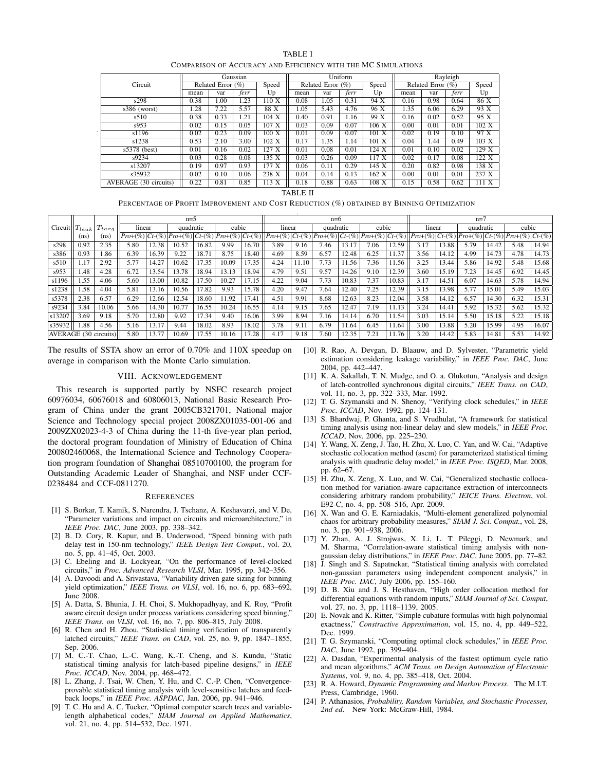TABLE I

COMPARISON OF ACCURACY AND EFFICIENCY WITH THE MC SIMULATIONS

| Circuit | Gaussian | | | | Uniform | | | | Rayleigh | | | |
|---|---|---|---|---|---|---|---|---|---|---|---|---|
| | Related Error (%) | | | Speed | Related Error (%) | | | Speed | Related Error (%) | | | Speed |
| | mean | var | *ferr* | Up | mean | var | *ferr* | Up | mean | var | *ferr* | Up |
| s298 | 0.38 | 1.00 | 1.23 | 110 X | 0.08 | 1.05 | 0.31 | 94 X | 0.16 | 0.98 | 0.64 | 86 X |
| s386 (worst) | 1.28 | 7.22 | 5.57 | 88 X | 1.05 | 5.43 | 4.76 | 96 X | 1.35 | 6.06 | 6.29 | 93 X |
| s510 | 0.38 | 0.33 | 1.21 | 104 X | 0.40 | 0.91 | 1.16 | 99 X | 0.16 | 0.02 | 0.52 | 95 X |
| s953 | 0.02 | 0.15 | 0.05 | 107 X | 0.03 | 0.09 | 0.07 | 106 X | 0.00 | 0.01 | 0.01 | 102 X |
| s1196 | 0.02 | 0.23 | 0.09 | 100 X | 0.01 | 0.09 | 0.07 | 101 X | 0.02 | 0.19 | 0.10 | 97 X |
| s1238 | 0.53 | 2.10 | 3.00 | 102 X | 0.17 | 1.35 | 1.14 | 101 X | 0.04 | 1.44 | 0.49 | 103 X |
| s5378 (best) | 0.01 | 0.16 | 0.02 | 127 X | 0.01 | 0.08 | 0.01 | 124 X | 0.01 | 0.10 | 0.02 | 129 X |
| s9234 | 0.03 | 0.28 | 0.08 | 135 X | 0.03 | 0.26 | 0.09 | 117 X | 0.02 | 0.17 | 0.08 | 122 X |
| s13207 | 0.19 | 0.97 | 0.93 | 177 X | 0.06 | 0.11 | 0.29 | 145 X | 0.20 | 0.82 | 0.98 | 138 X |
| s35932 | 0.02 | 0.10 | 0.06 | 238 X | 0.04 | 0.14 | 0.13 | 162 X | 0.00 | 0.01 | 0.01 | 237 X |
| AVERAGE (30 circuits) | 0.22 | 0.81 | 0.85 | 113 X | 0.18 | 0.88 | 0.63 | 108 X | 0.15 | 0.58 | 0.62 | 111 X |

TABLE II

PERCENTAGE OF PROFIT IMPROVEMENT AND COST REDUCTION (%) OBTAINED BY BINNING OPTIMIZATION

| Circuit | $T_{leak}$ | $T_{targ}$ | n=5 | | | | | | n=6 | | | | | | n=7 | | | | | |
|---|---|---|---|---|---|---|---|---|---|---|---|---|---|---|---|---|---|---|---|---|
| | (ns) | (ns) | linear | | quadratic | | cubic | | linear | | quadratic | | cubic | | linear | | quadratic | | cubic | |
| | | | *Pro+*(%) | *Ct-*(%) | *Pro+*(%) | *Ct-*(%) | *Pro+*(%) | *Ct-*(%) | *Pro+*(%) | *Ct-*(%) | *Pro+*(%) | *Ct-*(%) | *Pro+*(%) | *Ct-*(%) | *Pro+*(%) | *Ct-*(%) | *Pro+*(%) | *Ct-*(%) | *Pro+*(%) | *Ct-*(%) |
| s298 | 0.92 | 2.35 | 5.80 | 12.38 | 10.52 | 16.82 | 9.99 | 16.70 | 3.89 | 9.16 | 7.46 | 13.17 | 7.06 | 12.59 | 3.17 | 13.88 | 5.79 | 14.42 | 5.48 | 14.94 |
| s386 | 0.93 | 1.86 | 6.39 | 16.39 | 9.22 | 18.71 | 8.75 | 18.40 | 4.69 | 8.59 | 6.57 | 12.48 | 6.25 | 11.37 | 3.56 | 14.12 | 4.99 | 14.73 | 4.78 | 14.73 |
| s510 | 1.17 | 2.92 | 5.77 | 14.27 | 10.62 | 17.35 | 10.09 | 17.35 | 4.24 | 11.10 | 7.73 | 11.56 | 7.36 | 11.56 | 3.25 | 13.44 | 5.86 | 14.92 | 5.48 | 15.68 |
| s953 | 1.48 | 4.28 | 6.72 | 13.54 | 13.78 | 18.94 | 13.13 | 18.94 | 4.79 | 9.51 | 9.57 | 14.26 | 9.10 | 12.39 | 3.60 | 15.19 | 7.23 | 14.45 | 6.92 | 14.45 |
| s1196 | 1.55 | 4.06 | 5.60 | 13.00 | 10.82 | 17.50 | 10.27 | 17.15 | 4.22 | 9.04 | 7.73 | 10.83 | 7.37 | 10.83 | 3.17 | 14.51 | 6.07 | 14.63 | 5.78 | 14.94 |
| s1238 | 1.58 | 4.04 | 5.81 | 13.16 | 10.56 | 17.82 | 9.93 | 15.78 | 4.20 | 9.47 | 7.64 | 12.40 | 7.25 | 12.39 | 3.15 | 13.98 | 5.77 | 15.01 | 5.49 | 15.03 |
| s5378 | 2.38 | 6.57 | 6.29 | 12.66 | 12.54 | 18.60 | 11.92 | 17.41 | 4.51 | 9.91 | 8.68 | 12.63 | 8.23 | 12.04 | 3.58 | 14.12 | 6.57 | 14.30 | 6.32 | 15.31 |
| s9234 | 3.84 | 10.06 | 5.66 | 14.30 | 10.77 | 16.55 | 10.24 | 16.55 | 4.14 | 9.15 | 7.65 | 12.47 | 7.19 | 11.13 | 3.24 | 14.41 | 5.92 | 15.32 | 5.62 | 15.32 |
| s13207 | 3.69 | 9.18 | 5.70 | 12.80 | 9.92 | 17.34 | 9.40 | 16.06 | 3.99 | 8.94 | 7.16 | 14.14 | 6.70 | 11.54 | 3.03 | 15.14 | 5.50 | 15.18 | 5.22 | 15.18 |
| s35932 | 1.88 | 4.56 | 5.16 | 13.17 | 9.44 | 18.02 | 8.93 | 18.02 | 3.78 | 9.11 | 6.79 | 11.64 | 6.45 | 11.64 | 3.00 | 13.88 | 5.20 | 15.99 | 4.95 | 16.07 |
| AVERAGE (30 circuits) | | | 5.80 | 13.77 | 10.69 | 17.55 | 10.16 | 17.28 | 4.17 | 9.18 | 7.60 | 12.35 | 7.21 | 11.76 | 3.20 | 14.42 | 5.83 | 14.81 | 5.53 | 14.92 |

The results of SSTA show an error of 0.70% and 110X speedup on average in comparison with the Monte Carlo simulation.

## VIII. ACKNOWLEDGEMENT

This research is supported partly by NSFC research project 60976034, 60676018 and 60806013, National Basic Research Program of China under the grant 2005CB321701, National major Science and Technology special project 2008ZX01035-001-06 and 2009ZX02023-4-3 of China during the 11-th five-year plan period, the doctoral program foundation of Ministry of Education of China 200802460068, the International Science and Technology Cooperation program foundation of Shanghai 08510700100, the program for Outstanding Academic Leader of Shanghai, and NSF under CCF-0238484 and CCF-0811270.

## REFERENCES

[1] S. Borkar, T. Kamik, S. Narendra, J. Tschanz, A. Keshavarzi, and V. De, "Parameter variations and impact on circuits and microarchitecture," in *IEEE Proc. DAC*, June 2003, pp. 338–342.

[2] B. D. Cory, R. Kapur, and B. Underwood, "Speed binning with path delay test in 150-nm technology," *IEEE Design Test Comput.*, vol. 20, no. 5, pp. 41–45, Oct. 2003.

[3] C. Ebeling and B. Lockyear, "On the performance of level-clocked circuits," in *Proc. Advanced Research VLSI*, Mar. 1995, pp. 342–356.

[4] A. Davoodi and A. Srivastava, "Variability driven gate sizing for binning yield optimization," *IEEE Trans. on VLSI*, vol. 16, no. 6, pp. 683–692, June 2008.

[5] A. Datta, S. Bhunia, J. H. Choi, S. Mukhopadhyay, and K. Roy, "Profit aware circuit design under process variations considering speed binning," *IEEE Trans. on VLSI*, vol. 16, no. 7, pp. 806–815, July 2008.

[6] R. Chen and H. Zhou, "Statistical timing verification of transparently latched circuits," *IEEE Trans. on CAD*, vol. 25, no. 9, pp. 1847–1855, Sep. 2006.

[7] M. C.-T. Chao, L.-C. Wang, K.-T. Cheng, and S. Kundu, "Static statistical timing analysis for latch-based pipeline designs," in *IEEE Proc. ICCAD*, Nov. 2004, pp. 468–472.

[8] L. Zhang, J. Tsai, W. Chen, Y. Hu, and C. C.-P. Chen, "Convergence-provable statistical timing analysis with level-sensitive latches and feedback loops," in *IEEE Proc. ASPDAC*, Jan. 2006, pp. 941–946.

[9] T. C. Hu and A. C. Tucker, "Optimal computer search trees and variable-length alphabetical codes," *SIAM Journal on Applied Mathematics*, vol. 21, no. 4, pp. 514–532, Dec. 1971.

[10] R. Rao, A. Devgan, D. Blaauw, and D. Sylvester, "Parametric yield estimation considering leakage variability," in *IEEE Proc. DAC*, June 2004, pp. 442–447.

[11] K. A. Sakallah, T. N. Mudge, and O. a. Olukotun, "Analysis and design of latch-controlled synchronous digital circuits," *IEEE Trans. on CAD*, vol. 11, no. 3, pp. 322–333, Mar. 1992.

[12] T. G. Szymanski and N. Shenoy, "Verifying clock schedules," in *IEEE Proc. ICCAD*, Nov. 1992, pp. 124–131.

[13] S. Bhardwaj, P. Ghanta, and S. Vrudhulat, "A framework for statistical timing analysis using non-linear delay and slew models," in *IEEE Proc. ICCAD*, Nov. 2006, pp. 225–230.

[14] Y. Wang, X. Zeng, J. Tao, H. Zhu, X. Luo, C. Yan, and W. Cai, "Adaptive stochastic collocation method (ascm) for parameterized statistical timing analysis with quadratic delay model," in *IEEE Proc. ISQED*, Mar. 2008, pp. 62–67.

[15] H. Zhu, X. Zeng, X. Luo, and W. Cai, "Generalized stochastic collocation method for variation-aware capacitance extraction of interconnects considering arbitrary random probability," *IEICE Trans. Electron*, vol. E92-C, no. 4, pp. 508–516, Apr. 2009.

[16] X. Wan and G. E. Karniadakis, "Multi-element generalized polynomial chaos for arbitrary probability measures," *SIAM J. Sci. Comput.*, vol. 28, no. 3, pp. 901–938, 2006.

[17] Y. Zhan, A. J. Strojwas, X. Li, L. T. Pileggi, D. Newmark, and M. Sharma, "Correlation-aware statistical timing analysis with non-gaussian delay distributions," in *IEEE Proc. DAC*, June 2005, pp. 77–82.

[18] J. Singh and S. Sapatnekar, "Statistical timing analysis with correlated non-gaussian parameters using independent component analysis," in *IEEE Proc. DAC*, July 2006, pp. 155–160.

[19] D. B. Xiu and J. S. Hesthaven, "High order collocation method for differential equations with random inputs," *SIAM Journal of Sci. Comput*, vol. 27, no. 3, pp. 1118–1139, 2005.

[20] E. Novak and K. Ritter, "Simple cubature formulas with high polynomial exactness," *Constructive Approximation*, vol. 15, no. 4, pp. 449–522, Dec. 1999.

[21] T. G. Szymanski, "Computing optimal clock schedules," in *IEEE Proc. DAC*, June 1992, pp. 399–404.

[22] A. Dasdan, "Experimental analysis of the fastest optimum cycle ratio and mean algorithms," *ACM Trans. on Design Automation of Electronic Systems*, vol. 9, no. 4, pp. 385–418, Oct. 2004.

[23] R. A. Howard, *Dynamic Programming and Markov Process*. The M.I.T. Press, Cambridge, 1960.

[24] P. Athanasios, *Probability, Random Variables, and Stochastic Processes, 2nd ed.* New York: McGraw-Hill, 1984.